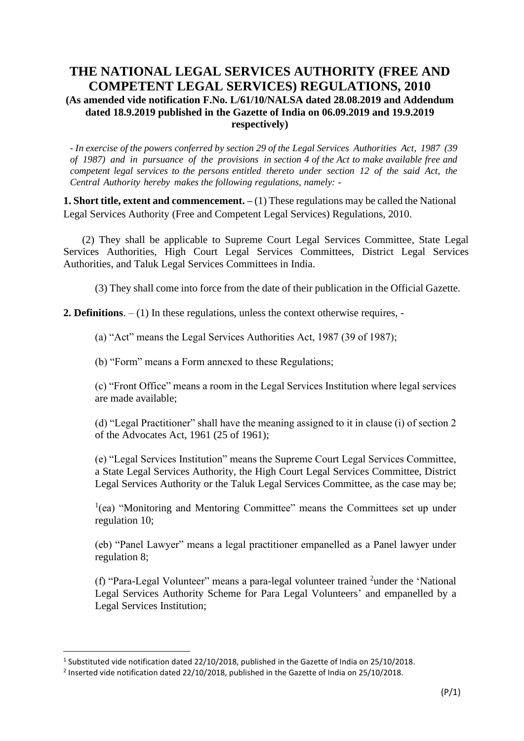# THE NATIONAL LEGAL SERVICES AUTHORITY (FREE AND COMPETENT LEGAL SERVICES) REGULATIONS, 2010

**(As amended vide notification F.No. L/61/10/NALSA dated 28.08.2019 and Addendum dated 18.9.2019 published in the Gazette of India on 06.09.2019 and 19.9.2019 respectively)**

*- In exercise of the powers conferred by section 29 of the Legal Services Authorities Act, 1987 (39 of 1987) and in pursuance of the provisions in section 4 of the Act to make available free and competent legal services to the persons entitled thereto under section 12 of the said Act, the Central Authority hereby makes the following regulations, namely: -*

**1. Short title, extent and commencement. –** (1) These regulations may be called the National Legal Services Authority (Free and Competent Legal Services) Regulations, 2010.

(2) They shall be applicable to Supreme Court Legal Services Committee, State Legal Services Authorities, High Court Legal Services Committees, District Legal Services Authorities, and Taluk Legal Services Committees in India.

(3) They shall come into force from the date of their publication in the Official Gazette.

**2. Definitions**. – (1) In these regulations, unless the context otherwise requires, -

(a) "Act" means the Legal Services Authorities Act, 1987 (39 of 1987);

(b) "Form" means a Form annexed to these Regulations;

(c) "Front Office" means a room in the Legal Services Institution where legal services are made available;

(d) "Legal Practitioner" shall have the meaning assigned to it in clause (i) of section 2 of the Advocates Act, 1961 (25 of 1961);

(e) "Legal Services Institution" means the Supreme Court Legal Services Committee, a State Legal Services Authority, the High Court Legal Services Committee, District Legal Services Authority or the Taluk Legal Services Committee, as the case may be;

[1](ea) "Monitoring and Mentoring Committee" means the Committees set up under regulation 10;

(eb) "Panel Lawyer" means a legal practitioner empanelled as a Panel lawyer under regulation 8;

(f) "Para-Legal Volunteer" means a para-legal volunteer trained [2]under the 'National Legal Services Authority Scheme for Para Legal Volunteers' and empanelled by a Legal Services Institution;

---

[1] Substituted vide notification dated 22/10/2018, published in the Gazette of India on 25/10/2018.

[2] Inserted vide notification dated 22/10/2018, published in the Gazette of India on 25/10/2018.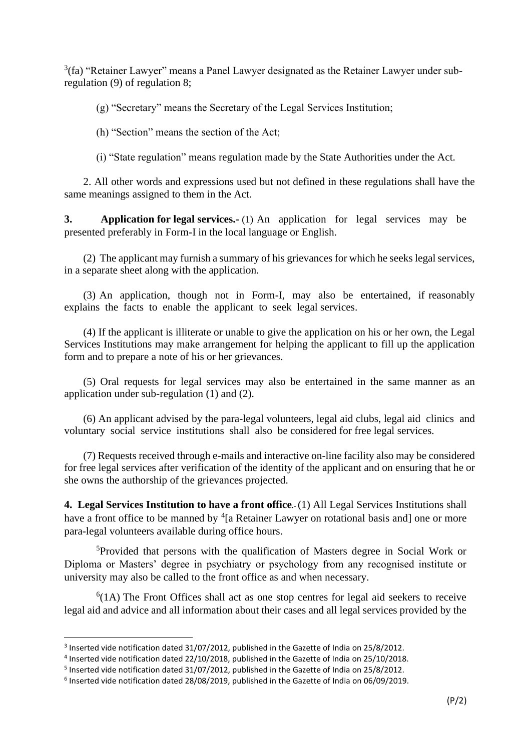[3](fa) "Retainer Lawyer" means a Panel Lawyer designated as the Retainer Lawyer under sub-regulation (9) of regulation 8;

(g) "Secretary" means the Secretary of the Legal Services Institution;

(h) "Section" means the section of the Act;

(i) "State regulation" means regulation made by the State Authorities under the Act.

2. All other words and expressions used but not defined in these regulations shall have the same meanings assigned to them in the Act.

**3. Application for legal services.-** (1) An application for legal services may be presented preferably in Form-I in the local language or English.

(2) The applicant may furnish a summary of his grievances for which he seeks legal services, in a separate sheet along with the application.

(3) An application, though not in Form-I, may also be entertained, if reasonably explains the facts to enable the applicant to seek legal services.

(4) If the applicant is illiterate or unable to give the application on his or her own, the Legal Services Institutions may make arrangement for helping the applicant to fill up the application form and to prepare a note of his or her grievances.

(5) Oral requests for legal services may also be entertained in the same manner as an application under sub-regulation (1) and (2).

(6) An applicant advised by the para-legal volunteers, legal aid clubs, legal aid clinics and voluntary social service institutions shall also be considered for free legal services.

(7) Requests received through e-mails and interactive on-line facility also may be considered for free legal services after verification of the identity of the applicant and on ensuring that he or she owns the authorship of the grievances projected.

**4. Legal Services Institution to have a front office**.- (1) All Legal Services Institutions shall have a front office to be manned by [4][a Retainer Lawyer on rotational basis and] one or more para-legal volunteers available during office hours.

[5]Provided that persons with the qualification of Masters degree in Social Work or Diploma or Masters' degree in psychiatry or psychology from any recognised institute or university may also be called to the front office as and when necessary.

[6](1A) The Front Offices shall act as one stop centres for legal aid seekers to receive legal aid and advice and all information about their cases and all legal services provided by the

---

[3] Inserted vide notification dated 31/07/2012, published in the Gazette of India on 25/8/2012.

[4] Inserted vide notification dated 22/10/2018, published in the Gazette of India on 25/10/2018.

[5] Inserted vide notification dated 31/07/2012, published in the Gazette of India on 25/8/2012.

[6] Inserted vide notification dated 28/08/2019, published in the Gazette of India on 06/09/2019.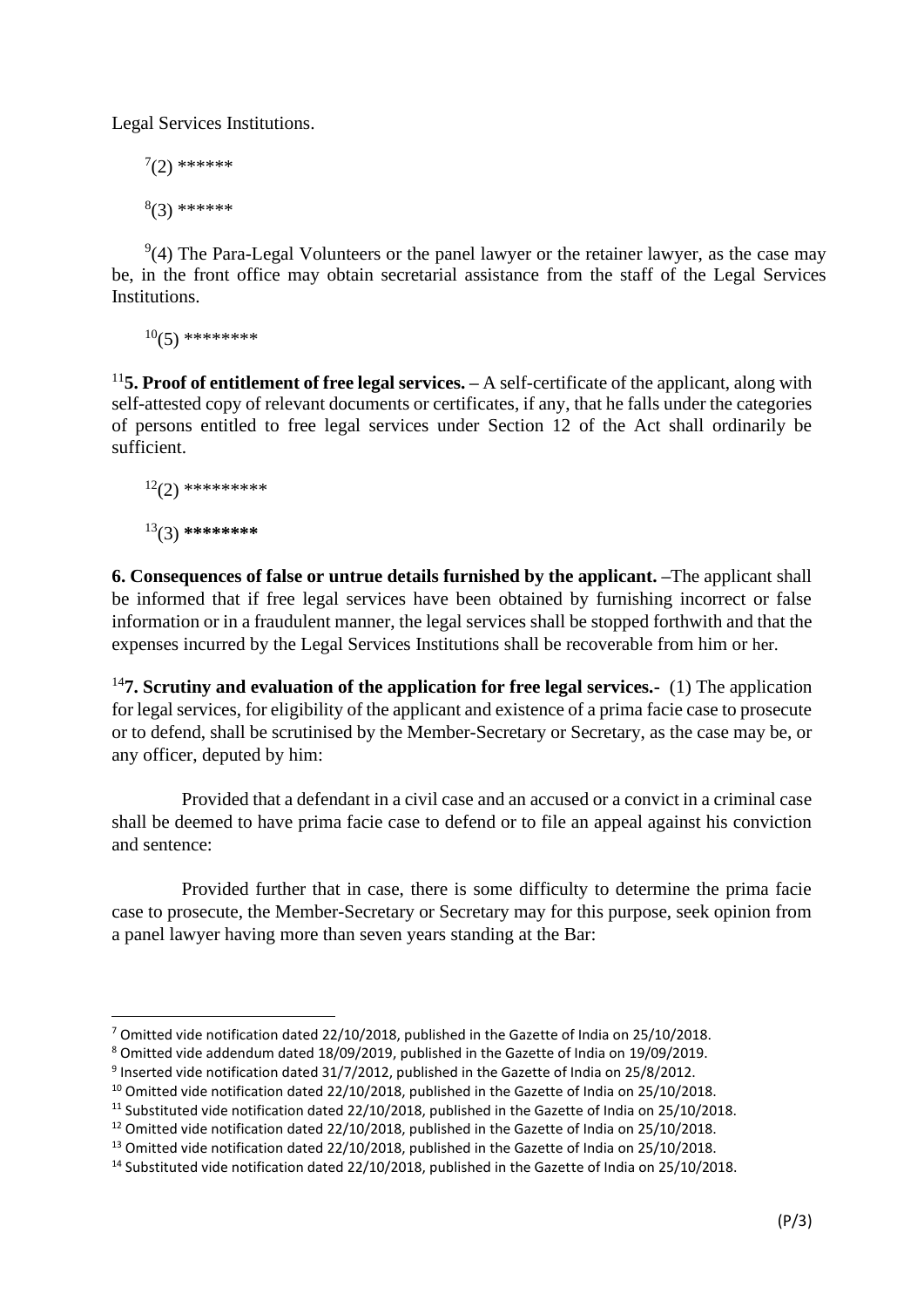Legal Services Institutions.

[7](2) ******

[8](3) ******

[9](4) The Para-Legal Volunteers or the panel lawyer or the retainer lawyer, as the case may be, in the front office may obtain secretarial assistance from the staff of the Legal Services Institutions.

[10](5) ********

[11]**5. Proof of entitlement of free legal services. –** A self-certificate of the applicant, along with self-attested copy of relevant documents or certificates, if any, that he falls under the categories of persons entitled to free legal services under Section 12 of the Act shall ordinarily be sufficient.

[12](2) *********

[13](3) **********

**6. Consequences of false or untrue details furnished by the applicant. –**The applicant shall be informed that if free legal services have been obtained by furnishing incorrect or false information or in a fraudulent manner, the legal services shall be stopped forthwith and that the expenses incurred by the Legal Services Institutions shall be recoverable from him or her.

[14]**7. Scrutiny and evaluation of the application for free legal services.-** (1) The application for legal services, for eligibility of the applicant and existence of a prima facie case to prosecute or to defend, shall be scrutinised by the Member-Secretary or Secretary, as the case may be, or any officer, deputed by him:

Provided that a defendant in a civil case and an accused or a convict in a criminal case shall be deemed to have prima facie case to defend or to file an appeal against his conviction and sentence:

Provided further that in case, there is some difficulty to determine the prima facie case to prosecute, the Member-Secretary or Secretary may for this purpose, seek opinion from a panel lawyer having more than seven years standing at the Bar:

---

[7] Omitted vide notification dated 22/10/2018, published in the Gazette of India on 25/10/2018.

[8] Omitted vide addendum dated 18/09/2019, published in the Gazette of India on 19/09/2019.

[9] Inserted vide notification dated 31/7/2012, published in the Gazette of India on 25/8/2012.

[10] Omitted vide notification dated 22/10/2018, published in the Gazette of India on 25/10/2018.

[11] Substituted vide notification dated 22/10/2018, published in the Gazette of India on 25/10/2018.

[12] Omitted vide notification dated 22/10/2018, published in the Gazette of India on 25/10/2018.

[13] Omitted vide notification dated 22/10/2018, published in the Gazette of India on 25/10/2018.

[14] Substituted vide notification dated 22/10/2018, published in the Gazette of India on 25/10/2018.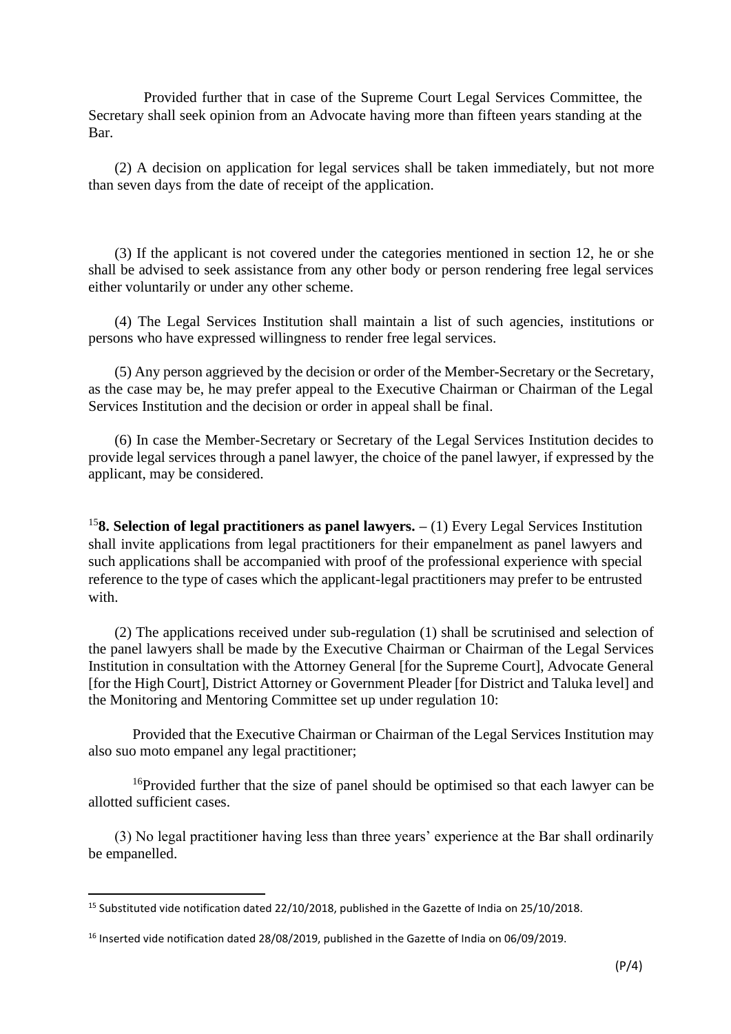Provided further that in case of the Supreme Court Legal Services Committee, the Secretary shall seek opinion from an Advocate having more than fifteen years standing at the Bar.

(2) A decision on application for legal services shall be taken immediately, but not more than seven days from the date of receipt of the application.

(3) If the applicant is not covered under the categories mentioned in section 12, he or she shall be advised to seek assistance from any other body or person rendering free legal services either voluntarily or under any other scheme.

(4) The Legal Services Institution shall maintain a list of such agencies, institutions or persons who have expressed willingness to render free legal services.

(5) Any person aggrieved by the decision or order of the Member-Secretary or the Secretary, as the case may be, he may prefer appeal to the Executive Chairman or Chairman of the Legal Services Institution and the decision or order in appeal shall be final.

(6) In case the Member-Secretary or Secretary of the Legal Services Institution decides to provide legal services through a panel lawyer, the choice of the panel lawyer, if expressed by the applicant, may be considered.

[15]**8. Selection of legal practitioners as panel lawyers.** – (1) Every Legal Services Institution shall invite applications from legal practitioners for their empanelment as panel lawyers and such applications shall be accompanied with proof of the professional experience with special reference to the type of cases which the applicant-legal practitioners may prefer to be entrusted with.

(2) The applications received under sub-regulation (1) shall be scrutinised and selection of the panel lawyers shall be made by the Executive Chairman or Chairman of the Legal Services Institution in consultation with the Attorney General [for the Supreme Court], Advocate General [for the High Court], District Attorney or Government Pleader [for District and Taluka level] and the Monitoring and Mentoring Committee set up under regulation 10:

Provided that the Executive Chairman or Chairman of the Legal Services Institution may also suo moto empanel any legal practitioner;

[16]Provided further that the size of panel should be optimised so that each lawyer can be allotted sufficient cases.

(3) No legal practitioner having less than three years' experience at the Bar shall ordinarily be empanelled.

---

[15] Substituted vide notification dated 22/10/2018, published in the Gazette of India on 25/10/2018.

[16] Inserted vide notification dated 28/08/2019, published in the Gazette of India on 06/09/2019.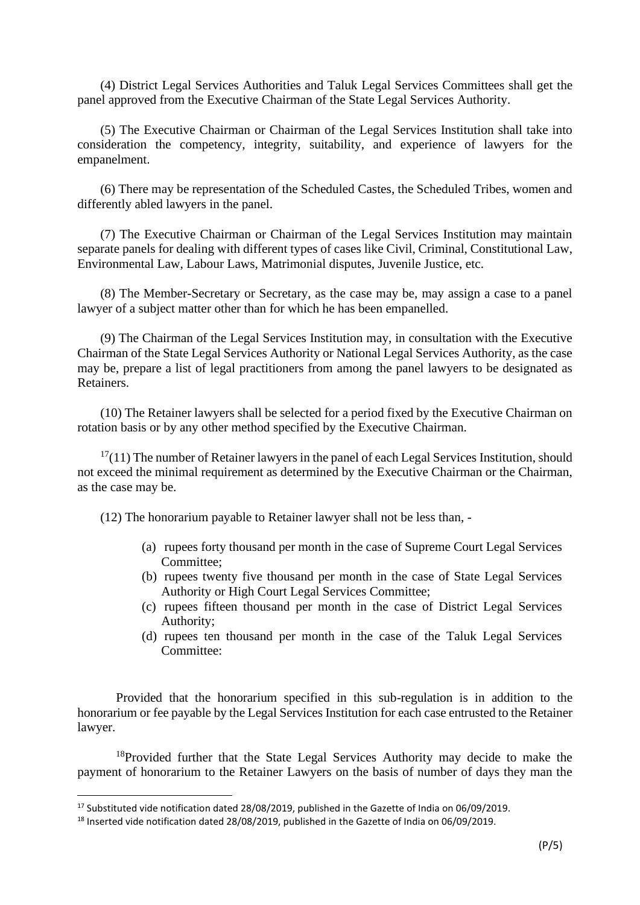(4) District Legal Services Authorities and Taluk Legal Services Committees shall get the panel approved from the Executive Chairman of the State Legal Services Authority.

(5) The Executive Chairman or Chairman of the Legal Services Institution shall take into consideration the competency, integrity, suitability, and experience of lawyers for the empanelment.

(6) There may be representation of the Scheduled Castes, the Scheduled Tribes, women and differently abled lawyers in the panel.

(7) The Executive Chairman or Chairman of the Legal Services Institution may maintain separate panels for dealing with different types of cases like Civil, Criminal, Constitutional Law, Environmental Law, Labour Laws, Matrimonial disputes, Juvenile Justice, etc.

(8) The Member-Secretary or Secretary, as the case may be, may assign a case to a panel lawyer of a subject matter other than for which he has been empanelled.

(9) The Chairman of the Legal Services Institution may, in consultation with the Executive Chairman of the State Legal Services Authority or National Legal Services Authority, as the case may be, prepare a list of legal practitioners from among the panel lawyers to be designated as Retainers.

(10) The Retainer lawyers shall be selected for a period fixed by the Executive Chairman on rotation basis or by any other method specified by the Executive Chairman.

[17](11) The number of Retainer lawyers in the panel of each Legal Services Institution, should not exceed the minimal requirement as determined by the Executive Chairman or the Chairman, as the case may be.

(12) The honorarium payable to Retainer lawyer shall not be less than, -

(a) rupees forty thousand per month in the case of Supreme Court Legal Services Committee;
(b) rupees twenty five thousand per month in the case of State Legal Services Authority or High Court Legal Services Committee;
(c) rupees fifteen thousand per month in the case of District Legal Services Authority;
(d) rupees ten thousand per month in the case of the Taluk Legal Services Committee:

Provided that the honorarium specified in this sub-regulation is in addition to the honorarium or fee payable by the Legal Services Institution for each case entrusted to the Retainer lawyer.

[18]Provided further that the State Legal Services Authority may decide to make the payment of honorarium to the Retainer Lawyers on the basis of number of days they man the

---

[17] Substituted vide notification dated 28/08/2019, published in the Gazette of India on 06/09/2019.

[18] Inserted vide notification dated 28/08/2019, published in the Gazette of India on 06/09/2019.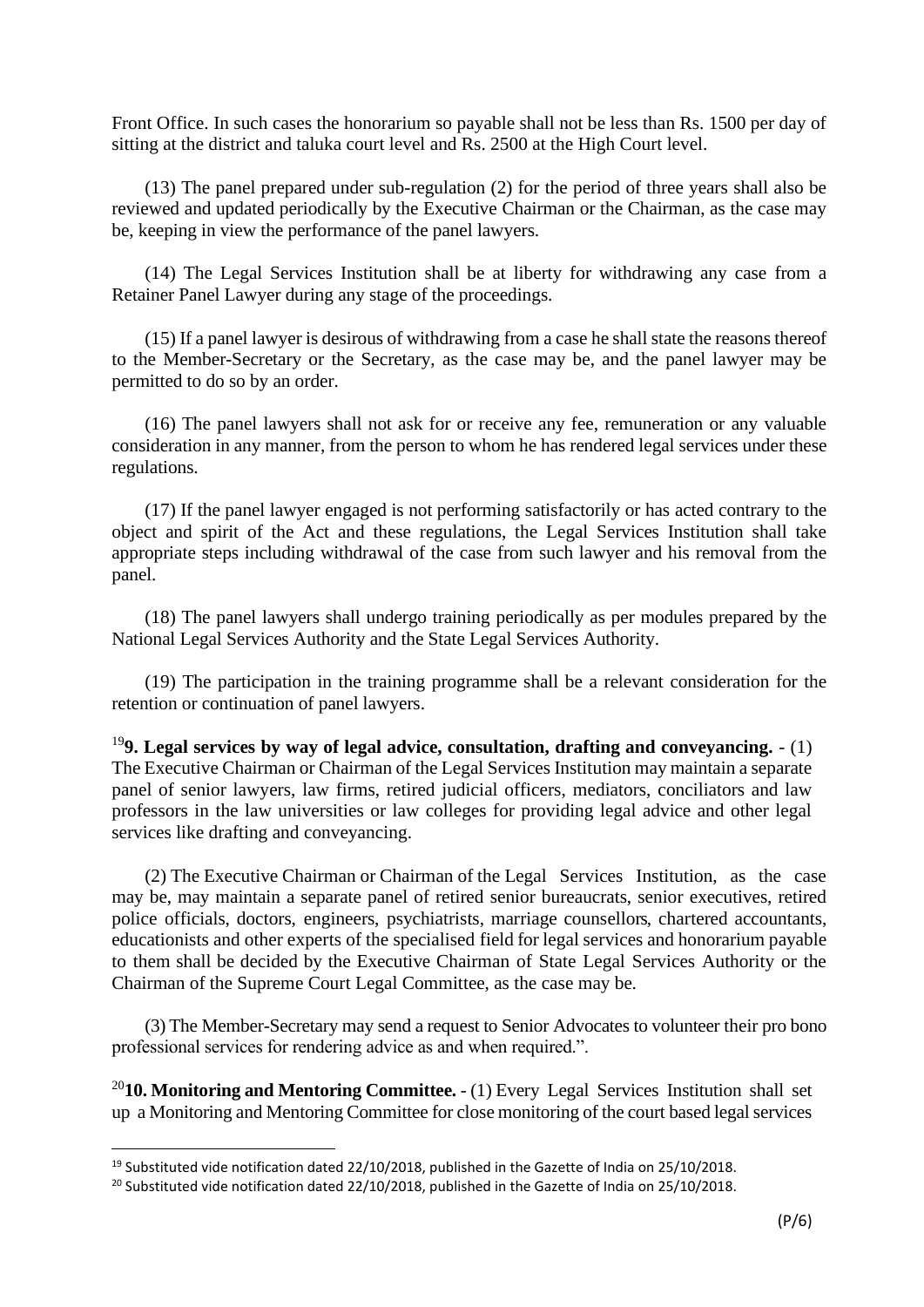Front Office. In such cases the honorarium so payable shall not be less than Rs. 1500 per day of sitting at the district and taluka court level and Rs. 2500 at the High Court level.

(13) The panel prepared under sub-regulation (2) for the period of three years shall also be reviewed and updated periodically by the Executive Chairman or the Chairman, as the case may be, keeping in view the performance of the panel lawyers.

(14) The Legal Services Institution shall be at liberty for withdrawing any case from a Retainer Panel Lawyer during any stage of the proceedings.

(15) If a panel lawyer is desirous of withdrawing from a case he shall state the reasons thereof to the Member-Secretary or the Secretary, as the case may be, and the panel lawyer may be permitted to do so by an order.

(16) The panel lawyers shall not ask for or receive any fee, remuneration or any valuable consideration in any manner, from the person to whom he has rendered legal services under these regulations.

(17) If the panel lawyer engaged is not performing satisfactorily or has acted contrary to the object and spirit of the Act and these regulations, the Legal Services Institution shall take appropriate steps including withdrawal of the case from such lawyer and his removal from the panel.

(18) The panel lawyers shall undergo training periodically as per modules prepared by the National Legal Services Authority and the State Legal Services Authority.

(19) The participation in the training programme shall be a relevant consideration for the retention or continuation of panel lawyers.

[19]**9. Legal services by way of legal advice, consultation, drafting and conveyancing.** - (1) The Executive Chairman or Chairman of the Legal Services Institution may maintain a separate panel of senior lawyers, law firms, retired judicial officers, mediators, conciliators and law professors in the law universities or law colleges for providing legal advice and other legal services like drafting and conveyancing.

(2) The Executive Chairman or Chairman of the Legal Services Institution, as the case may be, may maintain a separate panel of retired senior bureaucrats, senior executives, retired police officials, doctors, engineers, psychiatrists, marriage counsellors, chartered accountants, educationists and other experts of the specialised field for legal services and honorarium payable to them shall be decided by the Executive Chairman of State Legal Services Authority or the Chairman of the Supreme Court Legal Committee, as the case may be.

(3) The Member-Secretary may send a request to Senior Advocates to volunteer their pro bono professional services for rendering advice as and when required.".

[20]**10. Monitoring and Mentoring Committee.** - (1) Every Legal Services Institution shall set up a Monitoring and Mentoring Committee for close monitoring of the court based legal services

---

[19] Substituted vide notification dated 22/10/2018, published in the Gazette of India on 25/10/2018.

[20] Substituted vide notification dated 22/10/2018, published in the Gazette of India on 25/10/2018.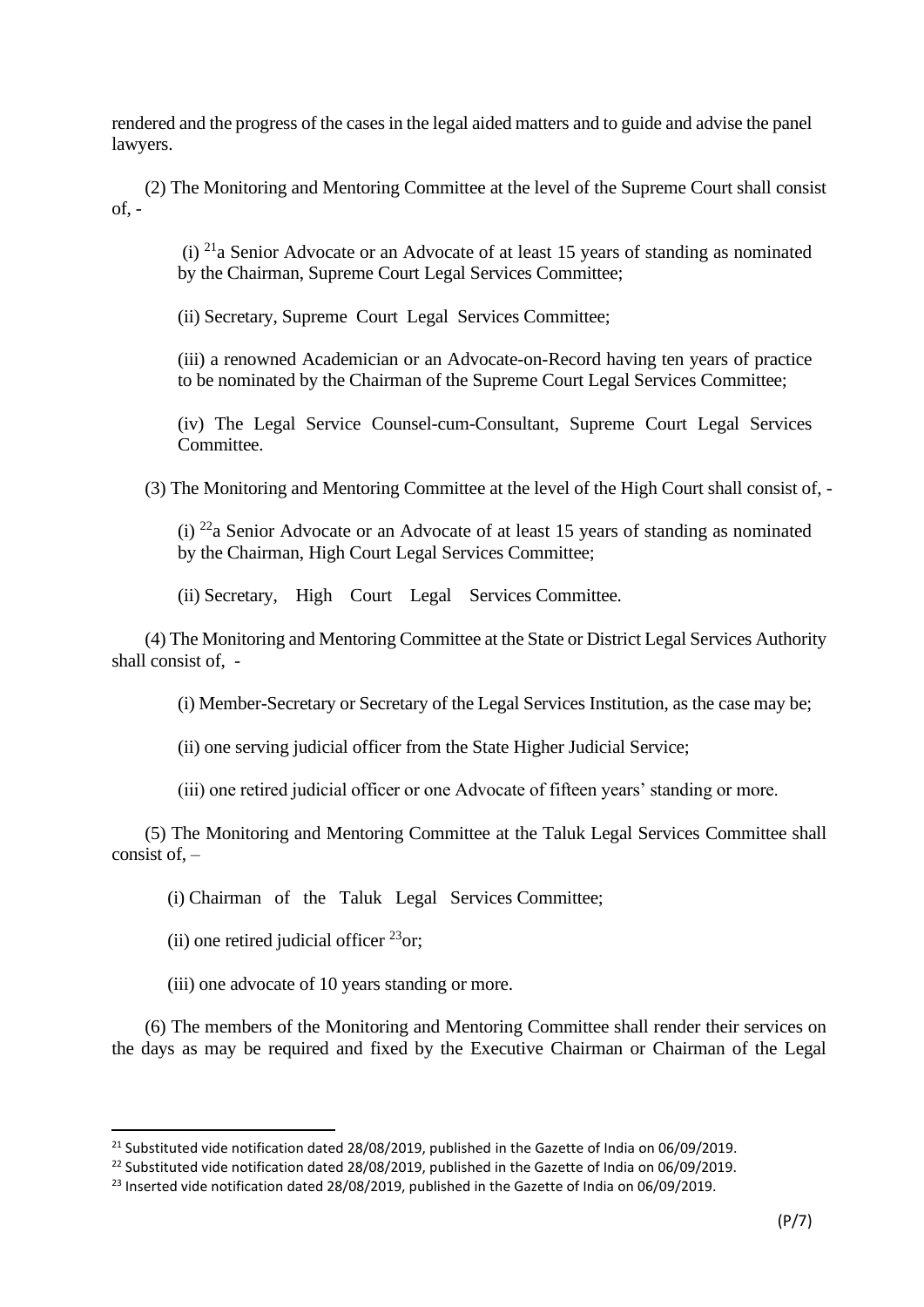rendered and the progress of the cases in the legal aided matters and to guide and advise the panel lawyers.

(2) The Monitoring and Mentoring Committee at the level of the Supreme Court shall consist of, -

(i) [21]a Senior Advocate or an Advocate of at least 15 years of standing as nominated by the Chairman, Supreme Court Legal Services Committee;

(ii) Secretary, Supreme Court Legal Services Committee;

(iii) a renowned Academician or an Advocate-on-Record having ten years of practice to be nominated by the Chairman of the Supreme Court Legal Services Committee;

(iv) The Legal Service Counsel-cum-Consultant, Supreme Court Legal Services Committee.

(3) The Monitoring and Mentoring Committee at the level of the High Court shall consist of, -

(i) [22]a Senior Advocate or an Advocate of at least 15 years of standing as nominated by the Chairman, High Court Legal Services Committee;

(ii) Secretary, High Court Legal Services Committee.

(4) The Monitoring and Mentoring Committee at the State or District Legal Services Authority shall consist of, -

(i) Member-Secretary or Secretary of the Legal Services Institution, as the case may be;

(ii) one serving judicial officer from the State Higher Judicial Service;

(iii) one retired judicial officer or one Advocate of fifteen years' standing or more.

(5) The Monitoring and Mentoring Committee at the Taluk Legal Services Committee shall consist of, –

(i) Chairman of the Taluk Legal Services Committee;

(ii) one retired judicial officer [23]or;

(iii) one advocate of 10 years standing or more.

(6) The members of the Monitoring and Mentoring Committee shall render their services on the days as may be required and fixed by the Executive Chairman or Chairman of the Legal

---

[21] Substituted vide notification dated 28/08/2019, published in the Gazette of India on 06/09/2019.

[22] Substituted vide notification dated 28/08/2019, published in the Gazette of India on 06/09/2019.

[23] Inserted vide notification dated 28/08/2019, published in the Gazette of India on 06/09/2019.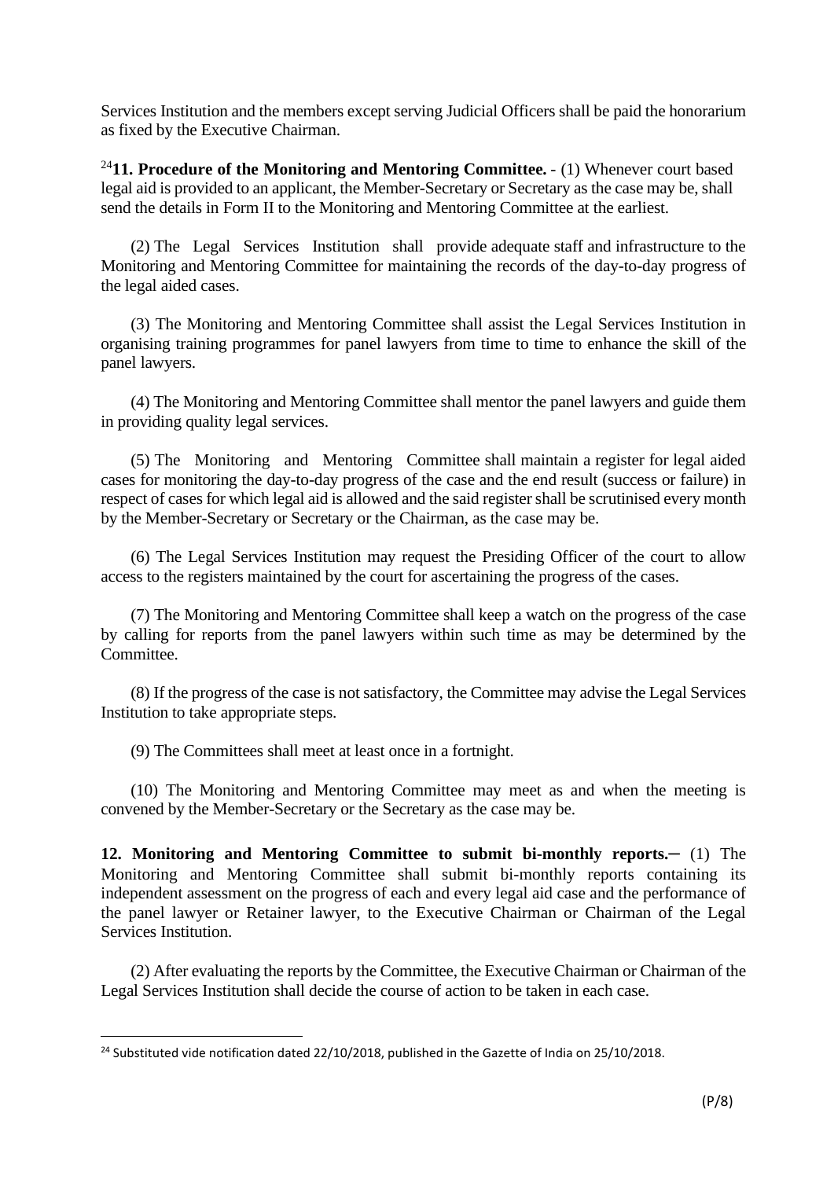Services Institution and the members except serving Judicial Officers shall be paid the honorarium as fixed by the Executive Chairman.

[24]**11. Procedure of the Monitoring and Mentoring Committee.** - (1) Whenever court based legal aid is provided to an applicant, the Member-Secretary or Secretary as the case may be, shall send the details in Form II to the Monitoring and Mentoring Committee at the earliest.

(2) The Legal Services Institution shall provide adequate staff and infrastructure to the Monitoring and Mentoring Committee for maintaining the records of the day-to-day progress of the legal aided cases.

(3) The Monitoring and Mentoring Committee shall assist the Legal Services Institution in organising training programmes for panel lawyers from time to time to enhance the skill of the panel lawyers.

(4) The Monitoring and Mentoring Committee shall mentor the panel lawyers and guide them in providing quality legal services.

(5) The Monitoring and Mentoring Committee shall maintain a register for legal aided cases for monitoring the day-to-day progress of the case and the end result (success or failure) in respect of cases for which legal aid is allowed and the said register shall be scrutinised every month by the Member-Secretary or Secretary or the Chairman, as the case may be.

(6) The Legal Services Institution may request the Presiding Officer of the court to allow access to the registers maintained by the court for ascertaining the progress of the cases.

(7) The Monitoring and Mentoring Committee shall keep a watch on the progress of the case by calling for reports from the panel lawyers within such time as may be determined by the Committee.

(8) If the progress of the case is not satisfactory, the Committee may advise the Legal Services Institution to take appropriate steps.

(9) The Committees shall meet at least once in a fortnight.

(10) The Monitoring and Mentoring Committee may meet as and when the meeting is convened by the Member-Secretary or the Secretary as the case may be.

**12. Monitoring and Mentoring Committee to submit bi-monthly reports.**─ (1) The Monitoring and Mentoring Committee shall submit bi-monthly reports containing its independent assessment on the progress of each and every legal aid case and the performance of the panel lawyer or Retainer lawyer, to the Executive Chairman or Chairman of the Legal Services Institution.

(2) After evaluating the reports by the Committee, the Executive Chairman or Chairman of the Legal Services Institution shall decide the course of action to be taken in each case.

---

[24] Substituted vide notification dated 22/10/2018, published in the Gazette of India on 25/10/2018.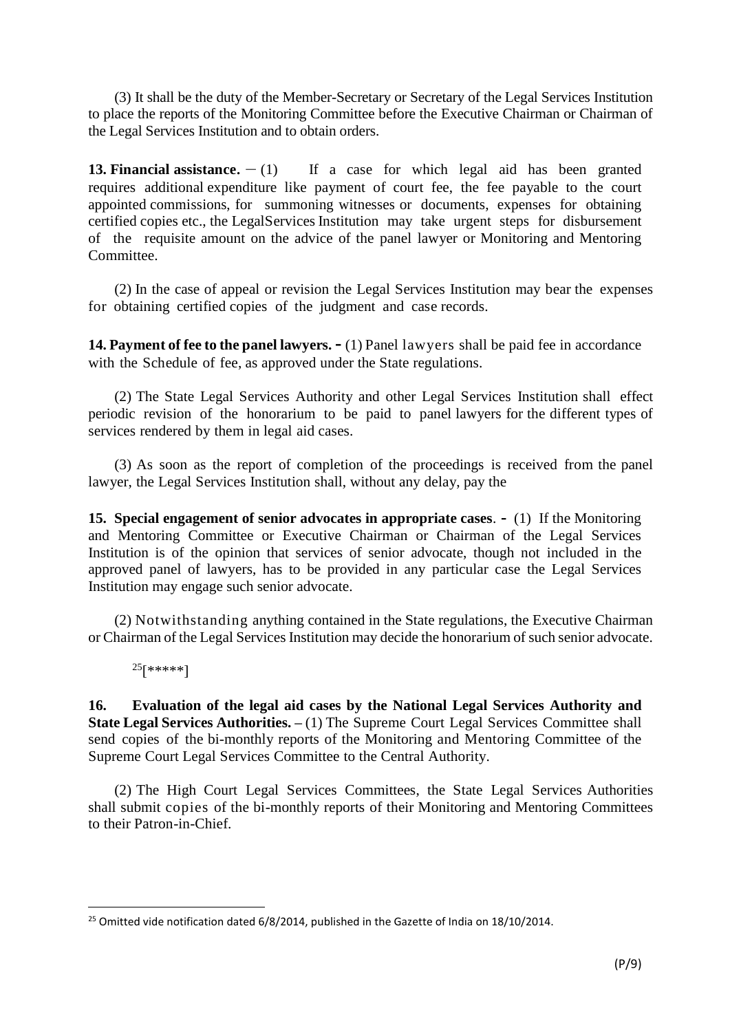(3) It shall be the duty of the Member-Secretary or Secretary of the Legal Services Institution to place the reports of the Monitoring Committee before the Executive Chairman or Chairman of the Legal Services Institution and to obtain orders.

**13. Financial assistance.** − (1) If a case for which legal aid has been granted requires additional expenditure like payment of court fee, the fee payable to the court appointed commissions, for summoning witnesses or documents, expenses for obtaining certified copies etc., the LegalServices Institution may take urgent steps for disbursement of the requisite amount on the advice of the panel lawyer or Monitoring and Mentoring Committee.

(2) In the case of appeal or revision the Legal Services Institution may bear the expenses for obtaining certified copies of the judgment and case records.

**14. Payment of fee to the panel lawyers. -** (1) Panel lawyers shall be paid fee in accordance with the Schedule of fee, as approved under the State regulations.

(2) The State Legal Services Authority and other Legal Services Institution shall effect periodic revision of the honorarium to be paid to panel lawyers for the different types of services rendered by them in legal aid cases.

(3) As soon as the report of completion of the proceedings is received from the panel lawyer, the Legal Services Institution shall, without any delay, pay the

**15. Special engagement of senior advocates in appropriate cases**. - (1) If the Monitoring and Mentoring Committee or Executive Chairman or Chairman of the Legal Services Institution is of the opinion that services of senior advocate, though not included in the approved panel of lawyers, has to be provided in any particular case the Legal Services Institution may engage such senior advocate.

(2) Notwithstanding anything contained in the State regulations, the Executive Chairman or Chairman of the Legal Services Institution may decide the honorarium of such senior advocate.

[25][*****]

**16. Evaluation of the legal aid cases by the National Legal Services Authority and State Legal Services Authorities. –** (1) The Supreme Court Legal Services Committee shall send copies of the bi-monthly reports of the Monitoring and Mentoring Committee of the Supreme Court Legal Services Committee to the Central Authority.

(2) The High Court Legal Services Committees, the State Legal Services Authorities shall submit copies of the bi-monthly reports of their Monitoring and Mentoring Committees to their Patron-in-Chief.

---

[25] Omitted vide notification dated 6/8/2014, published in the Gazette of India on 18/10/2014.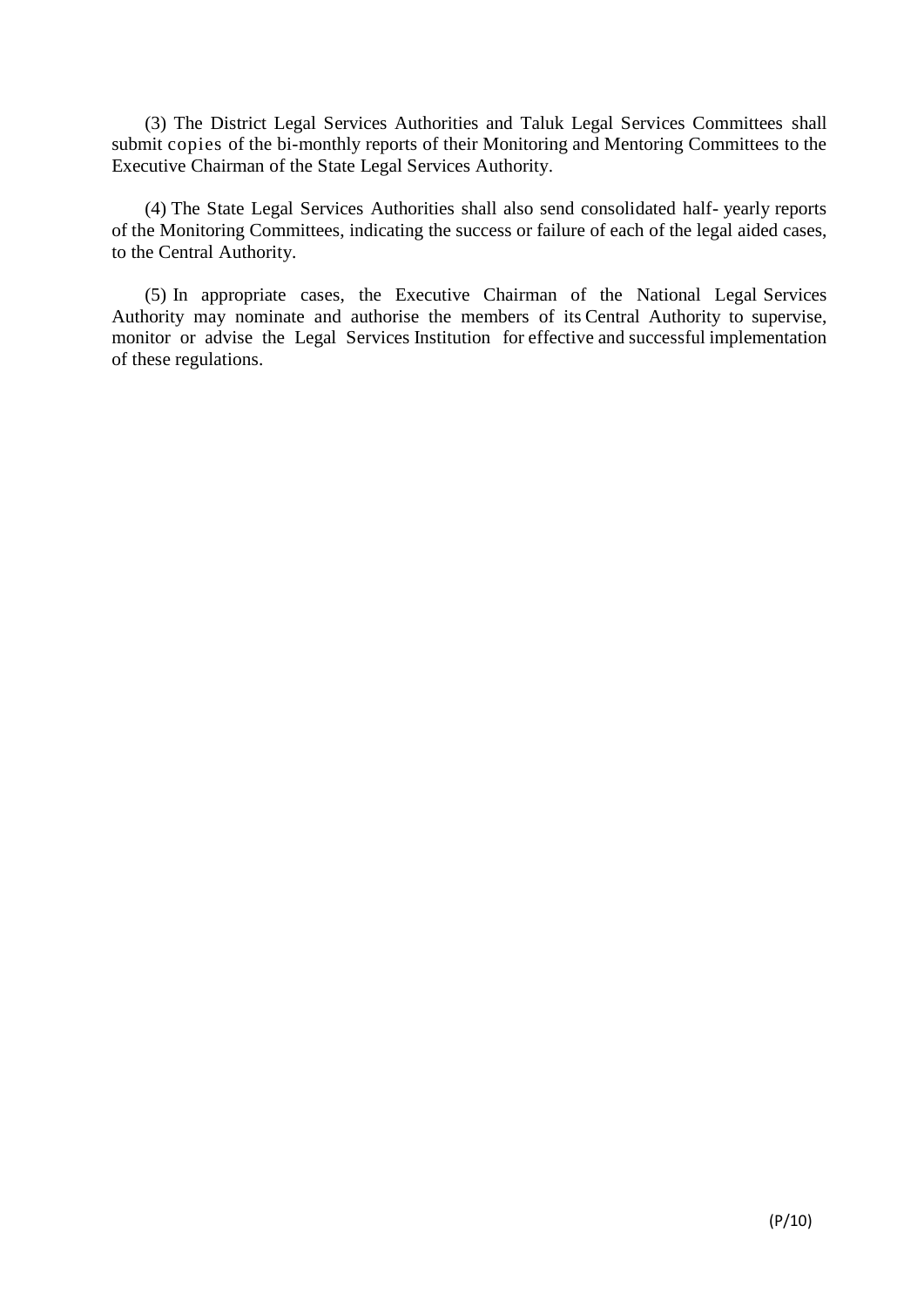(3) The District Legal Services Authorities and Taluk Legal Services Committees shall submit copies of the bi-monthly reports of their Monitoring and Mentoring Committees to the Executive Chairman of the State Legal Services Authority.

(4) The State Legal Services Authorities shall also send consolidated half- yearly reports of the Monitoring Committees, indicating the success or failure of each of the legal aided cases, to the Central Authority.

(5) In appropriate cases, the Executive Chairman of the National Legal Services Authority may nominate and authorise the members of its Central Authority to supervise, monitor or advise the Legal Services Institution for effective and successful implementation of these regulations.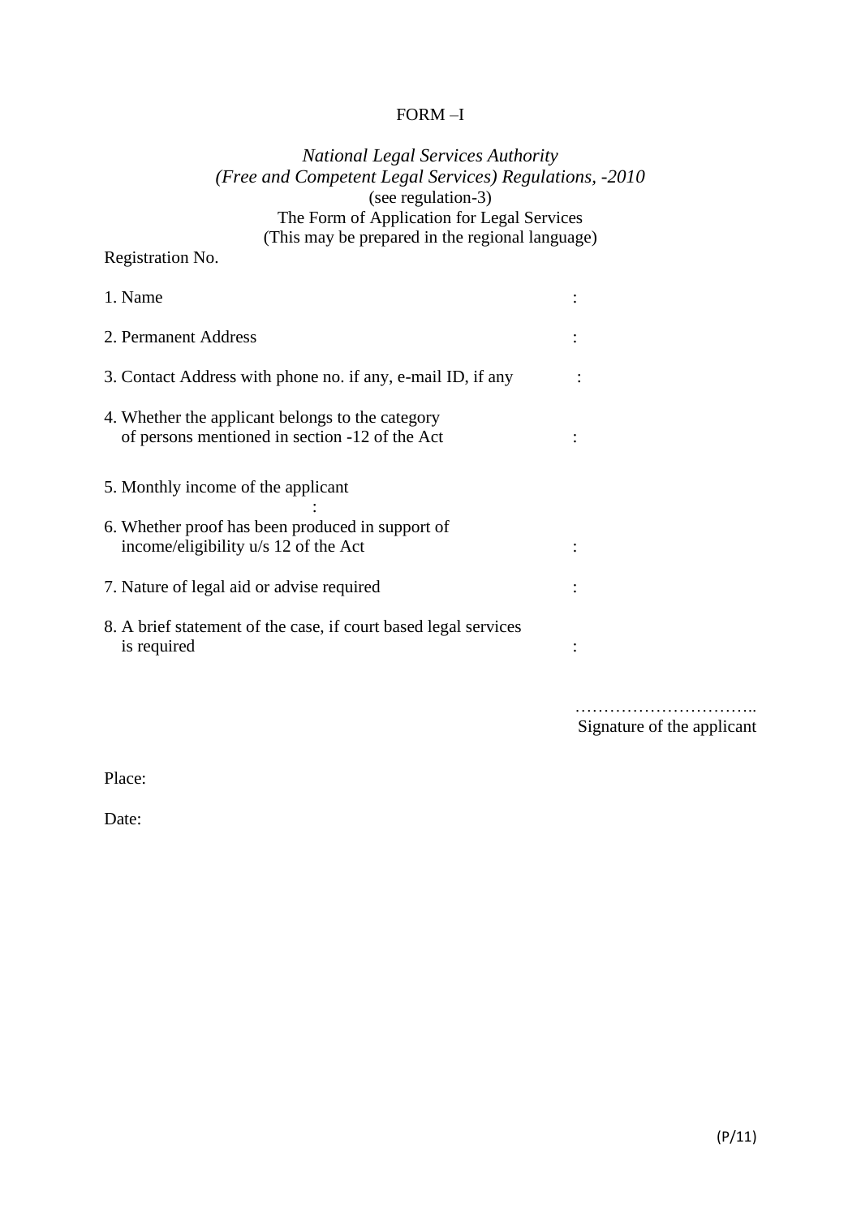FORM –I

*National Legal Services Authority*
*(Free and Competent Legal Services) Regulations, -2010*
(see regulation-3)
The Form of Application for Legal Services
(This may be prepared in the regional language)

Registration No.

1. Name :

2. Permanent Address :

3. Contact Address with phone no. if any, e-mail ID, if any :

4. Whether the applicant belongs to the category of persons mentioned in section -12 of the Act :

5. Monthly income of the applicant :

6. Whether proof has been produced in support of income/eligibility u/s 12 of the Act :

7. Nature of legal aid or advise required :

8. A brief statement of the case, if court based legal services is required :

…………………………..
Signature of the applicant

Place:

Date: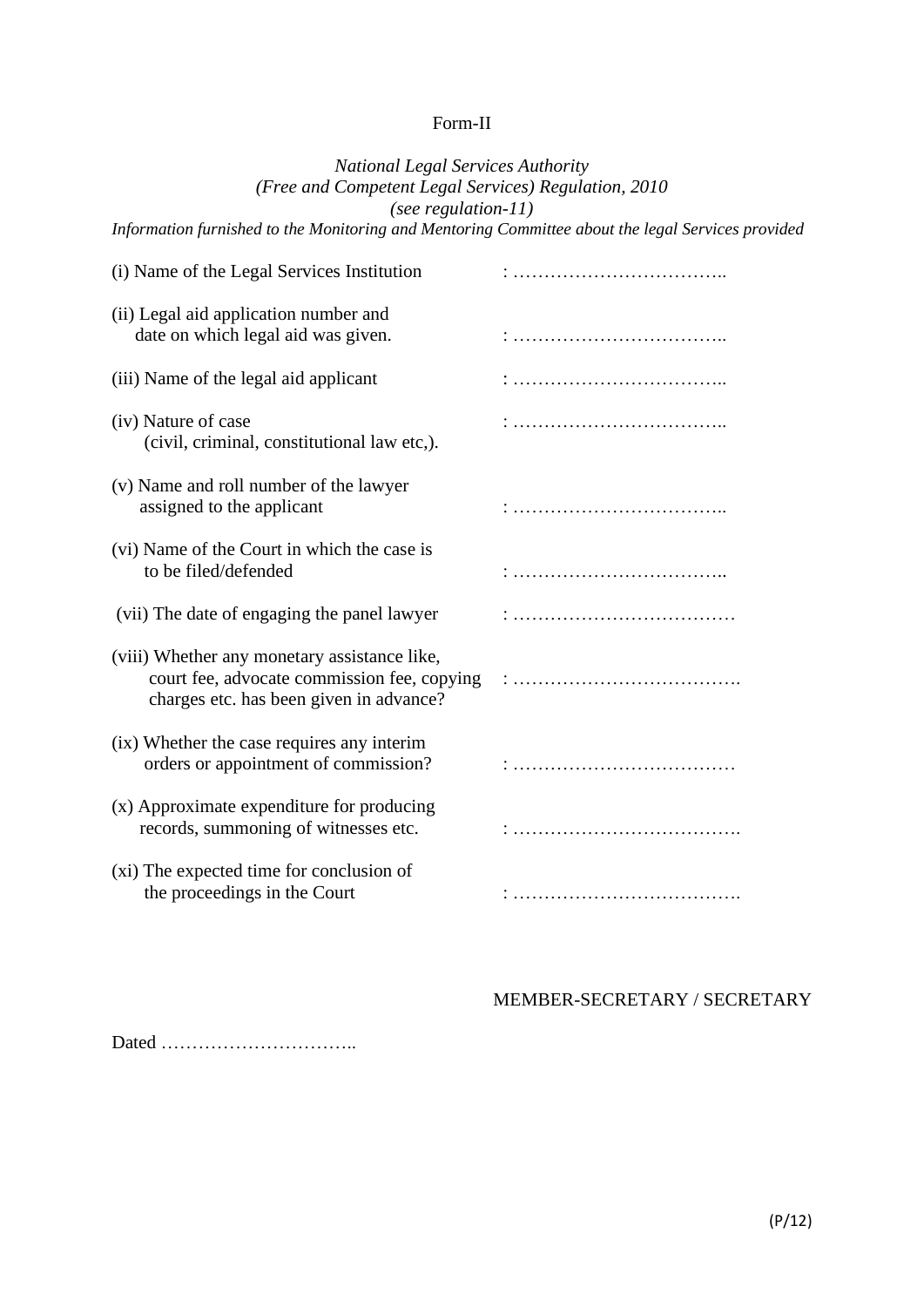Form-II

*National Legal Services Authority*
*(Free and Competent Legal Services) Regulation, 2010*
*(see regulation-11)*
*Information furnished to the Monitoring and Mentoring Committee about the legal Services provided*

(i) Name of the Legal Services Institution : ……………………………..

(ii) Legal aid application number and date on which legal aid was given. : ……………………………..

(iii) Name of the legal aid applicant : ……………………………..

(iv) Nature of case (civil, criminal, constitutional law etc,). : ……………………………..

(v) Name and roll number of the lawyer assigned to the applicant : ……………………………..

(vi) Name of the Court in which the case is to be filed/defended : ……………………………..

(vii) The date of engaging the panel lawyer : ………………………………

(viii) Whether any monetary assistance like, court fee, advocate commission fee, copying charges etc. has been given in advance? : ……………………………….

(ix) Whether the case requires any interim orders or appointment of commission? : ………………………………

(x) Approximate expenditure for producing records, summoning of witnesses etc. : ……………………………….

(xi) The expected time for conclusion of the proceedings in the Court : ……………………………….

MEMBER-SECRETARY / SECRETARY

Dated …………………………..